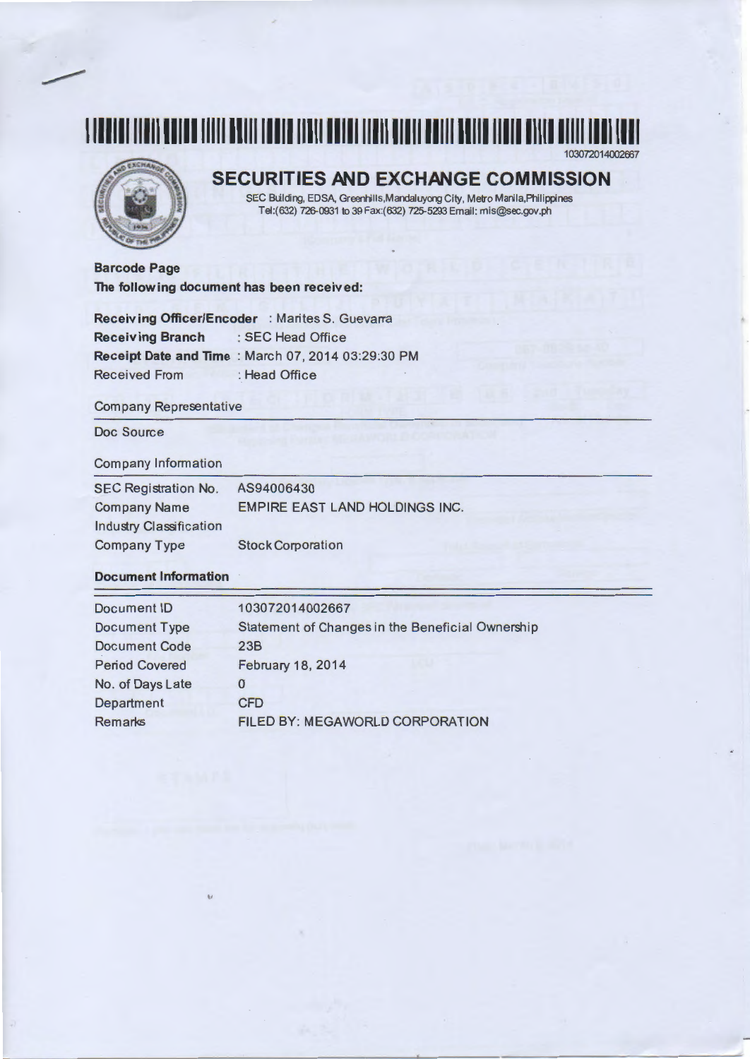103072014002667

# SECURITIES AND EXCHANGE COMMISSION

SEC Building, EDSA, Greenhills, Mandaluyong City, Metro Manila, Philippines
Tel:(632) 726-0931 to 39 Fax:(632) 725-5293 Email: mis@sec.gov.ph

**Barcode Page**
**The following document has been received:**

**Receiving Officer/Encoder** : Marites S. Guevarra
**Receiving Branch** : SEC Head Office
**Receipt Date and Time** : March 07, 2014 03:29:30 PM
Received From : Head Office

Company Representative

Doc Source

Company Information

| | |
|---|---|
| SEC Registration No. | AS94006430 |
| Company Name | EMPIRE EAST LAND HOLDINGS INC. |
| Industry Classification | |
| Company Type | Stock Corporation |

**Document Information**

| | |
|---|---|
| Document ID | 103072014002667 |
| Document Type | Statement of Changes in the Beneficial Ownership |
| Document Code | 23B |
| Period Covered | February 18, 2014 |
| No. of Days Late | 0 |
| Department | CFD |
| Remarks | FILED BY: MEGAWORLD CORPORATION |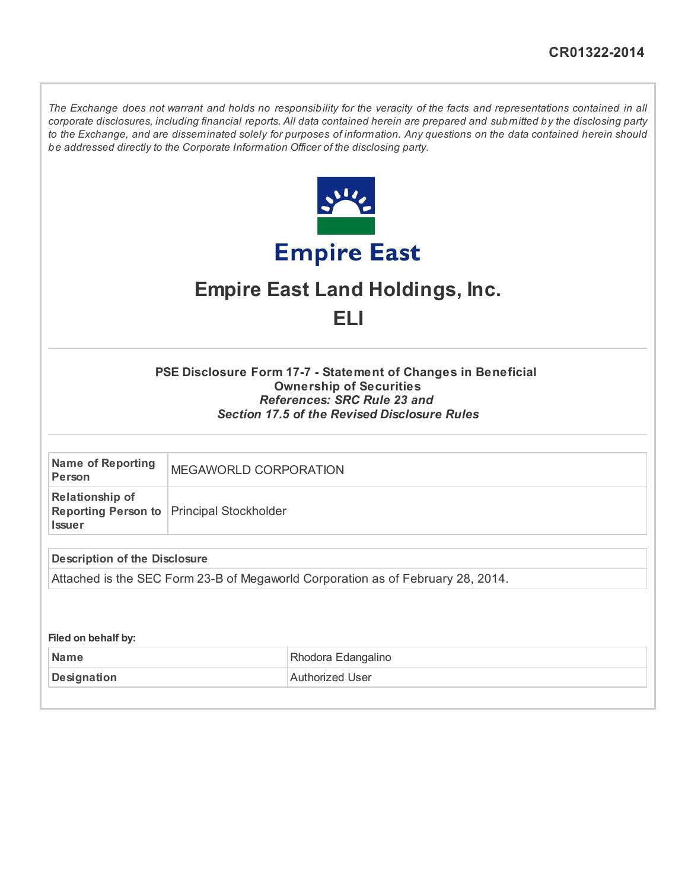CR01322-2014

*The Exchange does not warrant and holds no responsibility for the veracity of the facts and representations contained in all corporate disclosures, including financial reports. All data contained herein are prepared and submitted by the disclosing party to the Exchange, and are disseminated solely for purposes of information. Any questions on the data contained herein should be addressed directly to the Corporate Information Officer of the disclosing party.*

Empire East

# Empire East Land Holdings, Inc.

# ELI

### PSE Disclosure Form 17-7 - Statement of Changes in Beneficial Ownership of Securities

***References: SRC Rule 23 and Section 17.5 of the Revised Disclosure Rules***

| | |
|---|---|
| **Name of Reporting Person** | MEGAWORLD CORPORATION |
| **Relationship of Reporting Person to Issuer** | Principal Stockholder |

| **Description of the Disclosure** |
|---|
| Attached is the SEC Form 23-B of Megaworld Corporation as of February 28, 2014. |

**Filed on behalf by:**

| | |
|---|---|
| **Name** | Rhodora Edangalino |
| **Designation** | Authorized User |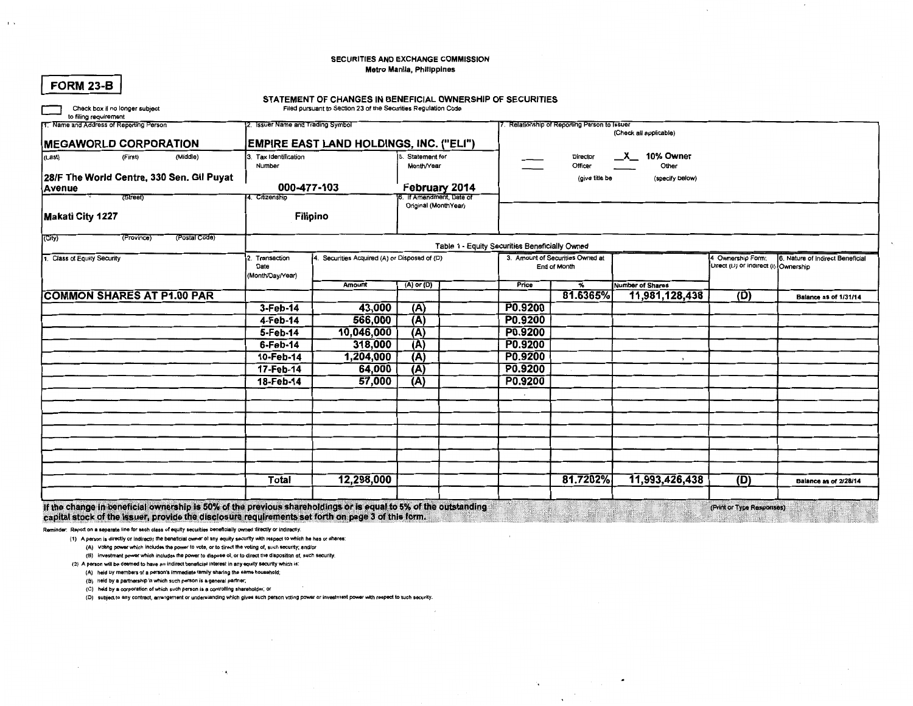SECURITIES AND EXCHANGE COMMISSION
Metro Manila, Philippines

**FORM 23-B**

## STATEMENT OF CHANGES IN BENEFICIAL OWNERSHIP OF SECURITIES

Filed pursuant to Section 23 of the Securities Regulation Code

☐ Check box if no longer subject to filing requirement

| 1. Name and Address of Reporting Person | 2. Issuer Name and Trading Symbol | | 7. Relationship of Reporting Person to Issuer (Check all applicable) |
|---|---|---|---|
| **MEGAWORLD CORPORATION** (Last) (First) (Middle) | **EMPIRE EAST LAND HOLDINGS, INC. ("ELI")** | | ___ Director ___ Officer (give title below) / _X_ 10% Owner ___ Other (specify below) |
| **28/F The World Centre, 330 Sen. Gil Puyat Avenue** (Street) | 3. Tax Identification Number: **000-477-103** | 5. Statement for Month/Year: **February 2014** | |
| **Makati City 1227** (City) (Province) (Postal Code) | 4. Citizenship: **Filipino** | 6. If Amendment, Date of Original (Month/Year) | |

Table 1 - Equity Securities Beneficially Owned

| 1. Class of Equity Security | 2. Transaction Date (Month/Day/Year) | 4. Securities Acquired (A) or Disposed of (D) Amount | (A) or (D) | | Price | 3. Amount of Securities Owned at End of Month % | Number of Shares | 4. Ownership Form: Direct (D) or Indirect (I) | 6. Nature of Indirect Beneficial Ownership |
|---|---|---|---|---|---|---|---|---|---|
| **COMMON SHARES AT P1.00 PAR** | | | | | | 81.6365% | 11,981,128,438 | (D) | Balance as of 1/31/14 |
| | 3-Feb-14 | 43,000 | (A) | | P0.9200 | | | | |
| | 4-Feb-14 | 566,000 | (A) | | P0.9200 | | | | |
| | 5-Feb-14 | 10,046,000 | (A) | | P0.9200 | | | | |
| | 6-Feb-14 | 318,000 | (A) | | P0.9200 | | | | |
| | 10-Feb-14 | 1,204,000 | (A) | | P0.9200 | | | | |
| | 17-Feb-14 | 64,000 | (A) | | P0.9200 | | | | |
| | 18-Feb-14 | 57,000 | (A) | | P0.9200 | | | | |
| | **Total** | 12,298,000 | | | | 81.7202% | 11,993,426,438 | (D) | Balance as of 2/28/14 |

**If the change in beneficial ownership is 50% of the previous shareholdings or is equal to 5% of the outstanding capital stock of the issuer, provide the disclosure requirements set forth on page 3 of this form.**

(Print or Type Responses)

Reminder: Report on a separate line for each class of equity securities beneficially owned directly or indirectly.

(1) A person is directly or indirectly the beneficial owner of any equity security with respect to which he has or shares:
- (A) Voting power which includes the power to vote, or to direct the voting of, such security; and/or
- (B) Investment power which includes the power to dispose of, or to direct the disposition of, such security.

(2) A person will be deemed to have an indirect beneficial interest in any equity security which is:
- (A) held by members of a person's immediate family sharing the same household;
- (B) held by a partnership in which such person is a general partner;
- (C) held by a corporation of which such person is a controlling shareholder; or
- (D) subject to any contract, arrangement or understanding which gives such person voting power or investment power with respect to such security.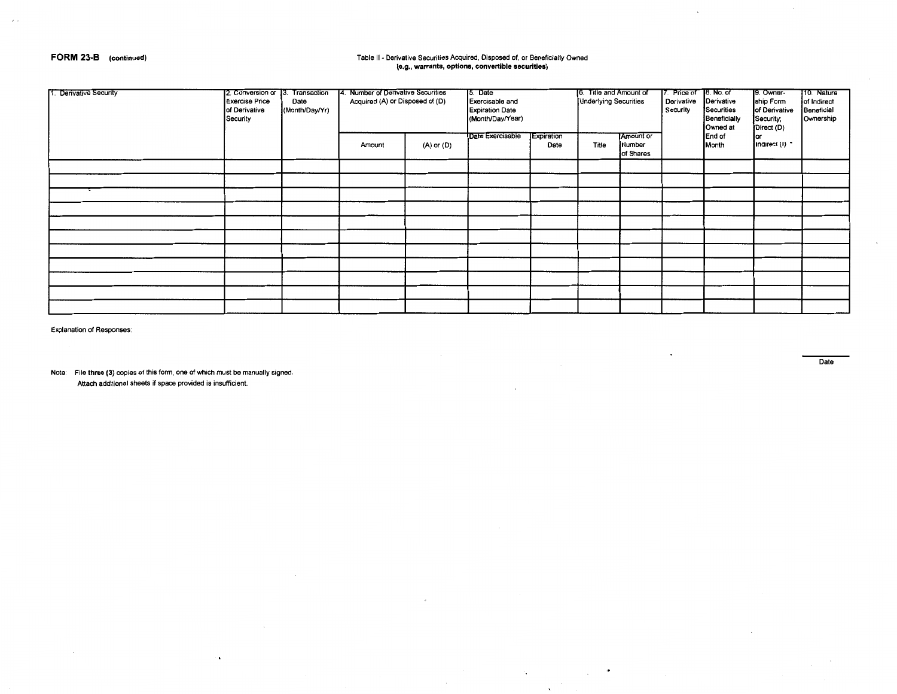**FORM 23-B** (continued)

Table II - Derivative Securities Acquired, Disposed of, or Beneficially Owned
**(e.g., warrants, options, convertible securities)**

| 1. Derivative Security | 2. Conversion or Exercise Price of Derivative Security | 3. Transaction Date (Month/Day/Yr) | 4. Number of Derivative Securities Acquired (A) or Disposed of (D) | | 5. Date Exercisable and Expiration Date (Month/Day/Year) | | 6. Title and Amount of Underlying Securities | | 7. Price of Derivative Security | 8. No. of Derivative Securities Beneficially Owned at End of Month | 9. Owner-ship Form of Derivative Security; Direct (D) or Indirect (I) * | 10. Nature of Indirect Beneficial Ownership |
|---|---|---|---|---|---|---|---|---|---|---|---|---|
| | | | Amount | (A) or (D) | Date Exercisable | Expiration Date | Title | Amount or Number of Shares | | | | |
| | | | | | | | | | | | | |
| | | | | | | | | | | | | |
| | | | | | | | | | | | | |
| | | | | | | | | | | | | |
| | | | | | | | | | | | | |
| | | | | | | | | | | | | |
| | | | | | | | | | | | | |
| | | | | | | | | | | | | |
| | | | | | | | | | | | | |
| | | | | | | | | | | | | |
| | | | | | | | | | | | | |

Explanation of Responses:

Date

Note: File **three (3)** copies of this form, one of which must be manually signed.
Attach additional sheets if space provided is insufficient.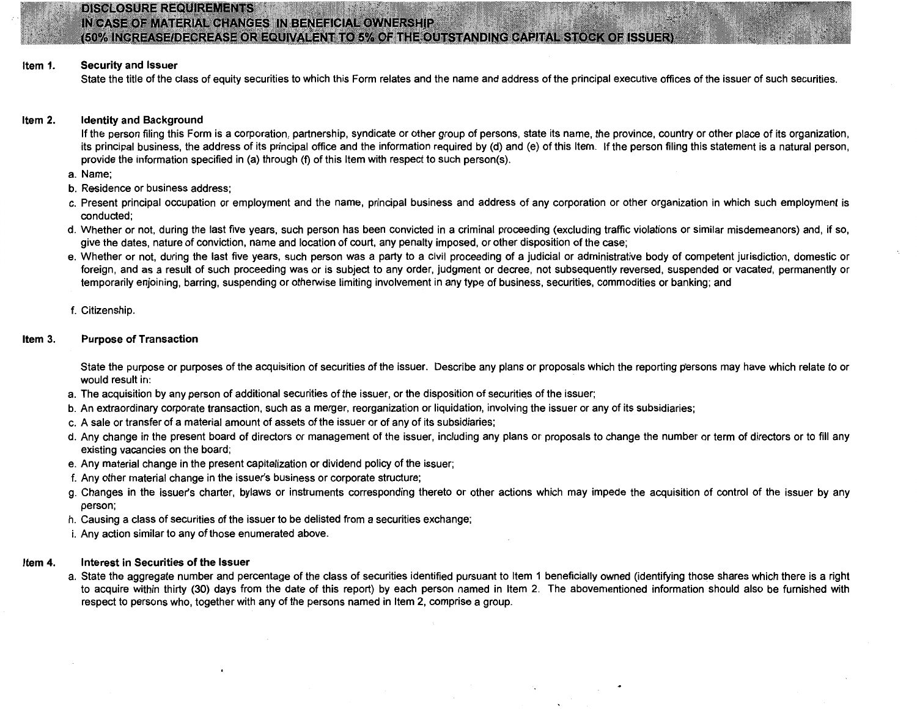# DISCLOSURE REQUIREMENTS
# IN CASE OF MATERIAL CHANGES IN BENEFICIAL OWNERSHIP
# (50% INCREASE/DECREASE OR EQUIVALENT TO 5% OF THE OUTSTANDING CAPITAL STOCK OF ISSUER)

**Item 1. Security and Issuer**

State the title of the class of equity securities to which this Form relates and the name and address of the principal executive offices of the issuer of such securities.

**Item 2. Identity and Background**

If the person filing this Form is a corporation, partnership, syndicate or other group of persons, state its name, the province, country or other place of its organization, its principal business, the address of its principal office and the information required by (d) and (e) of this Item. If the person filing this statement is a natural person, provide the information specified in (a) through (f) of this Item with respect to such person(s).

a. Name;
b. Residence or business address;
c. Present principal occupation or employment and the name, principal business and address of any corporation or other organization in which such employment is conducted;
d. Whether or not, during the last five years, such person has been convicted in a criminal proceeding (excluding traffic violations or similar misdemeanors) and, if so, give the dates, nature of conviction, name and location of court, any penalty imposed, or other disposition of the case;
e. Whether or not, during the last five years, such person was a party to a civil proceeding of a judicial or administrative body of competent jurisdiction, domestic or foreign, and as a result of such proceeding was or is subject to any order, judgment or decree, not subsequently reversed, suspended or vacated, permanently or temporarily enjoining, barring, suspending or otherwise limiting involvement in any type of business, securities, commodities or banking; and
f. Citizenship.

**Item 3. Purpose of Transaction**

State the purpose or purposes of the acquisition of securities of the issuer. Describe any plans or proposals which the reporting persons may have which relate to or would result in:

a. The acquisition by any person of additional securities of the issuer, or the disposition of securities of the issuer;
b. An extraordinary corporate transaction, such as a merger, reorganization or liquidation, involving the issuer or any of its subsidiaries;
c. A sale or transfer of a material amount of assets of the issuer or of any of its subsidiaries;
d. Any change in the present board of directors or management of the issuer, including any plans or proposals to change the number or term of directors or to fill any existing vacancies on the board;
e. Any material change in the present capitalization or dividend policy of the issuer;
f. Any other material change in the issuer's business or corporate structure;
g. Changes in the issuer's charter, bylaws or instruments corresponding thereto or other actions which may impede the acquisition of control of the issuer by any person;
h. Causing a class of securities of the issuer to be delisted from a securities exchange;
i. Any action similar to any of those enumerated above.

**Item 4. Interest in Securities of the Issuer**

a. State the aggregate number and percentage of the class of securities identified pursuant to Item 1 beneficially owned (identifying those shares which there is a right to acquire within thirty (30) days from the date of this report) by each person named in Item 2. The abovementioned information should also be furnished with respect to persons who, together with any of the persons named in Item 2, comprise a group.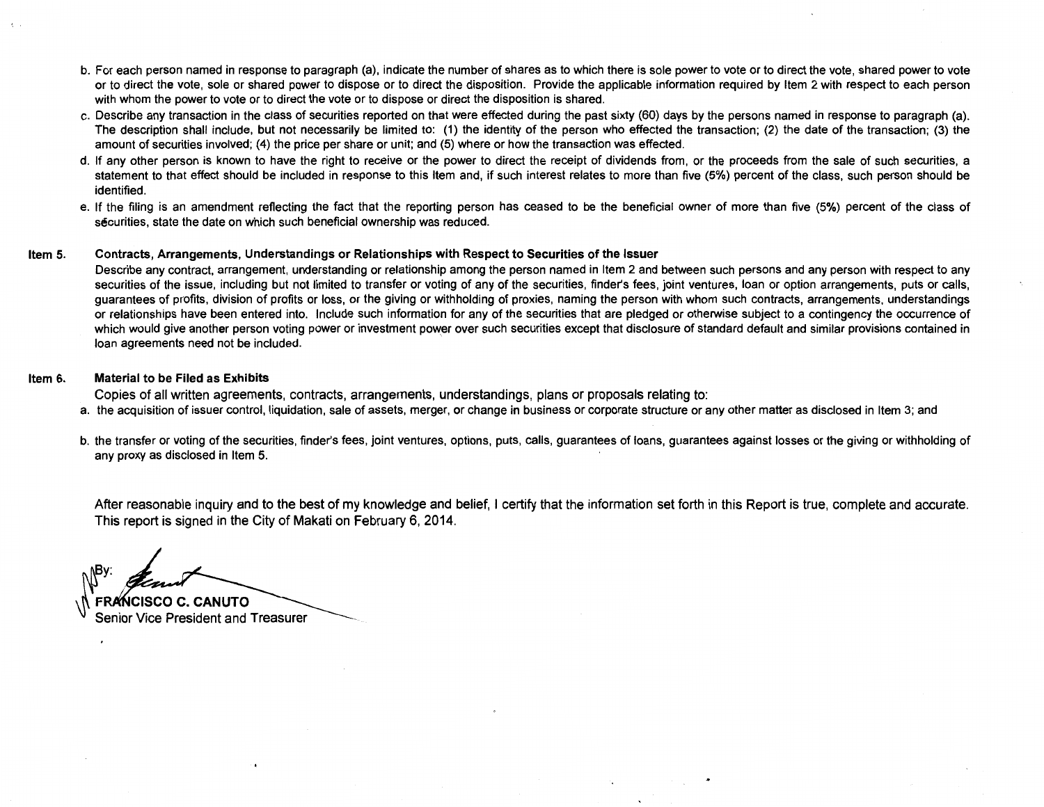b. For each person named in response to paragraph (a), indicate the number of shares as to which there is sole power to vote or to direct the vote, shared power to vote or to direct the vote, sole or shared power to dispose or to direct the disposition. Provide the applicable information required by Item 2 with respect to each person with whom the power to vote or to direct the vote or to dispose or direct the disposition is shared.

c. Describe any transaction in the class of securities reported on that were effected during the past sixty (60) days by the persons named in response to paragraph (a). The description shall include, but not necessarily be limited to: (1) the identity of the person who effected the transaction; (2) the date of the transaction; (3) the amount of securities involved; (4) the price per share or unit; and (5) where or how the transaction was effected.

d. If any other person is known to have the right to receive or the power to direct the receipt of dividends from, or the proceeds from the sale of such securities, a statement to that effect should be included in response to this Item and, if such interest relates to more than five (5%) percent of the class, such person should be identified.

e. If the filing is an amendment reflecting the fact that the reporting person has ceased to be the beneficial owner of more than five (5%) percent of the class of securities, state the date on which such beneficial ownership was reduced.

**Item 5. Contracts, Arrangements, Understandings or Relationships with Respect to Securities of the Issuer**

Describe any contract, arrangement, understanding or relationship among the person named in Item 2 and between such persons and any person with respect to any securities of the issue, including but not limited to transfer or voting of any of the securities, finder's fees, joint ventures, loan or option arrangements, puts or calls, guarantees of profits, division of profits or loss, or the giving or withholding of proxies, naming the person with whom such contracts, arrangements, understandings or relationships have been entered into. Include such information for any of the securities that are pledged or otherwise subject to a contingency the occurrence of which would give another person voting power or investment power over such securities except that disclosure of standard default and similar provisions contained in loan agreements need not be included.

**Item 6. Material to be Filed as Exhibits**

Copies of all written agreements, contracts, arrangements, understandings, plans or proposals relating to:

a. the acquisition of issuer control, liquidation, sale of assets, merger, or change in business or corporate structure or any other matter as disclosed in Item 3; and

b. the transfer or voting of the securities, finder's fees, joint ventures, options, puts, calls, guarantees of loans, guarantees against losses or the giving or withholding of any proxy as disclosed in Item 5.

After reasonable inquiry and to the best of my knowledge and belief, I certify that the information set forth in this Report is true, complete and accurate. This report is signed in the City of Makati on February 6, 2014.

By:

**FRANCISCO C. CANUTO**
Senior Vice President and Treasurer